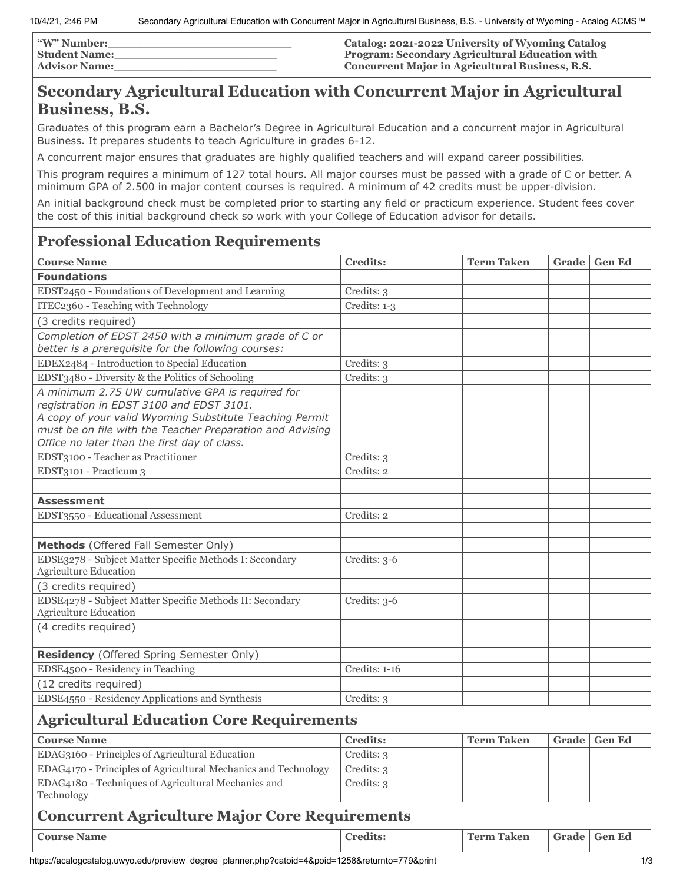| "W" Number:___________________________ | Catalog: 2021-2022 University of Wyoming Catalog |
|---|---|
| Student Name:_________________________ | Program: Secondary Agricultural Education with |
| Advisor Name:_________________________ | Concurrent Major in Agricultural Business, B.S. |

# Secondary Agricultural Education with Concurrent Major in Agricultural Business, B.S.

Graduates of this program earn a Bachelor's Degree in Agricultural Education and a concurrent major in Agricultural Business. It prepares students to teach Agriculture in grades 6-12.

A concurrent major ensures that graduates are highly qualified teachers and will expand career possibilities.

This program requires a minimum of 127 total hours. All major courses must be passed with a grade of C or better. A minimum GPA of 2.500 in major content courses is required. A minimum of 42 credits must be upper-division.

An initial background check must be completed prior to starting any field or practicum experience. Student fees cover the cost of this initial background check so work with your College of Education advisor for details.

## Professional Education Requirements

| Course Name | Credits: | Term Taken | Grade | Gen Ed |
|---|---|---|---|---|
| **Foundations** | | | | |
| EDST2450 - Foundations of Development and Learning | Credits: 3 | | | |
| ITEC2360 - Teaching with Technology | Credits: 1-3 | | | |
| (3 credits required) | | | | |
| *Completion of EDST 2450 with a minimum grade of C or better is a prerequisite for the following courses:* | | | | |
| EDEX2484 - Introduction to Special Education | Credits: 3 | | | |
| EDST3480 - Diversity & the Politics of Schooling | Credits: 3 | | | |
| *A minimum 2.75 UW cumulative GPA is required for registration in EDST 3100 and EDST 3101. A copy of your valid Wyoming Substitute Teaching Permit must be on file with the Teacher Preparation and Advising Office no later than the first day of class.* | | | | |
| EDST3100 - Teacher as Practitioner | Credits: 3 | | | |
| EDST3101 - Practicum 3 | Credits: 2 | | | |
| | | | | |
| **Assessment** | | | | |
| EDST3550 - Educational Assessment | Credits: 2 | | | |
| | | | | |
| **Methods** (Offered Fall Semester Only) | | | | |
| EDSE3278 - Subject Matter Specific Methods I: Secondary Agriculture Education | Credits: 3-6 | | | |
| (3 credits required) | | | | |
| EDSE4278 - Subject Matter Specific Methods II: Secondary Agriculture Education | Credits: 3-6 | | | |
| (4 credits required) | | | | |
| **Residency** (Offered Spring Semester Only) | | | | |
| EDSE4500 - Residency in Teaching | Credits: 1-16 | | | |
| (12 credits required) | | | | |
| EDSE4550 - Residency Applications and Synthesis | Credits: 3 | | | |

## Agricultural Education Core Requirements

| Course Name | Credits: | Term Taken | Grade | Gen Ed |
|---|---|---|---|---|
| EDAG3160 - Principles of Agricultural Education | Credits: 3 | | | |
| EDAG4170 - Principles of Agricultural Mechanics and Technology | Credits: 3 | | | |
| EDAG4180 - Techniques of Agricultural Mechanics and Technology | Credits: 3 | | | |

## Concurrent Agriculture Major Core Requirements

| Course Name | Credits: | Term Taken | Grade | Gen Ed |
|---|---|---|---|---|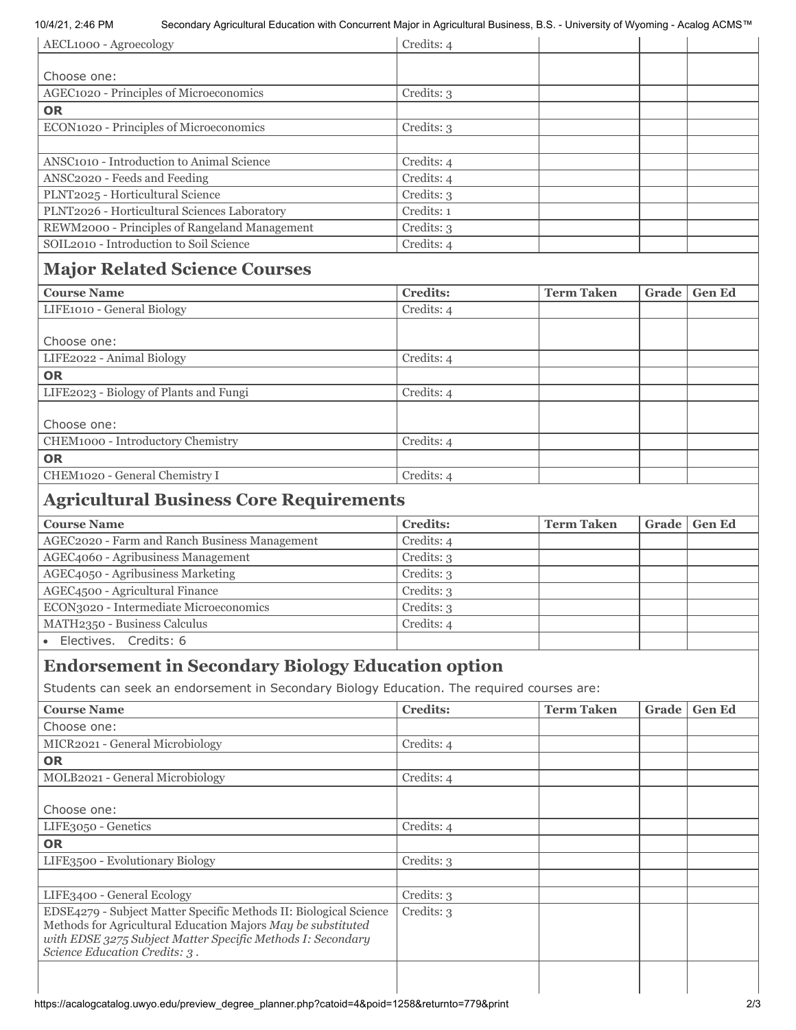| | | | | |
|---|---|---|---|---|
| AECL1000 - Agroecology | Credits: 4 | | | |
| Choose one: | | | | |
| AGEC1020 - Principles of Microeconomics | Credits: 3 | | | |
| **OR** | | | | |
| ECON1020 - Principles of Microeconomics | Credits: 3 | | | |
| | | | | |
| ANSC1010 - Introduction to Animal Science | Credits: 4 | | | |
| ANSC2020 - Feeds and Feeding | Credits: 4 | | | |
| PLNT2025 - Horticultural Science | Credits: 3 | | | |
| PLNT2026 - Horticultural Sciences Laboratory | Credits: 1 | | | |
| REWM2000 - Principles of Rangeland Management | Credits: 3 | | | |
| SOIL2010 - Introduction to Soil Science | Credits: 4 | | | |

## Major Related Science Courses

| Course Name | Credits: | Term Taken | Grade | Gen Ed |
|---|---|---|---|---|
| LIFE1010 - General Biology | Credits: 4 | | | |
| Choose one: | | | | |
| LIFE2022 - Animal Biology | Credits: 4 | | | |
| **OR** | | | | |
| LIFE2023 - Biology of Plants and Fungi | Credits: 4 | | | |
| Choose one: | | | | |
| CHEM1000 - Introductory Chemistry | Credits: 4 | | | |
| **OR** | | | | |
| CHEM1020 - General Chemistry I | Credits: 4 | | | |

## Agricultural Business Core Requirements

| Course Name | Credits: | Term Taken | Grade | Gen Ed |
|---|---|---|---|---|
| AGEC2020 - Farm and Ranch Business Management | Credits: 4 | | | |
| AGEC4060 - Agribusiness Management | Credits: 3 | | | |
| AGEC4050 - Agribusiness Marketing | Credits: 3 | | | |
| AGEC4500 - Agricultural Finance | Credits: 3 | | | |
| ECON3020 - Intermediate Microeconomics | Credits: 3 | | | |
| MATH2350 - Business Calculus | Credits: 4 | | | |
| • Electives. Credits: 6 | | | | |

## Endorsement in Secondary Biology Education option

Students can seek an endorsement in Secondary Biology Education. The required courses are:

| Course Name | Credits: | Term Taken | Grade | Gen Ed |
|---|---|---|---|---|
| Choose one: | | | | |
| MICR2021 - General Microbiology | Credits: 4 | | | |
| **OR** | | | | |
| MOLB2021 - General Microbiology | Credits: 4 | | | |
| Choose one: | | | | |
| LIFE3050 - Genetics | Credits: 4 | | | |
| **OR** | | | | |
| LIFE3500 - Evolutionary Biology | Credits: 3 | | | |
| | | | | |
| LIFE3400 - General Ecology | Credits: 3 | | | |
| EDSE4279 - Subject Matter Specific Methods II: Biological Science Methods for Agricultural Education Majors *May be substituted with EDSE 3275 Subject Matter Specific Methods I: Secondary Science Education Credits: 3* . | Credits: 3 | | | |
| | | | | |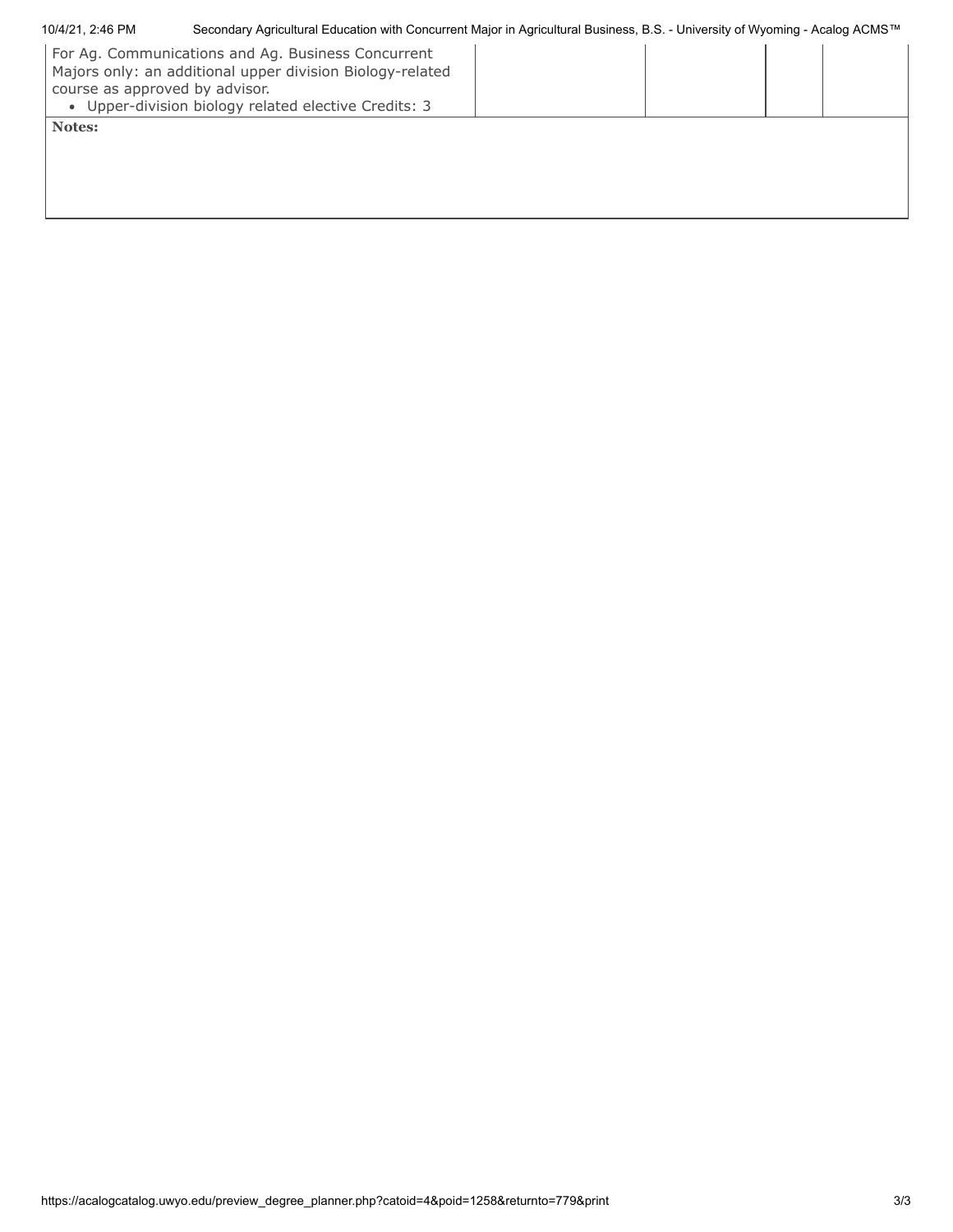| | | | | |
|---|---|---|---|---|
| For Ag. Communications and Ag. Business Concurrent Majors only: an additional upper division Biology-related course as approved by advisor.<br>• Upper-division biology related elective Credits: 3 | | | | |

**Notes:**